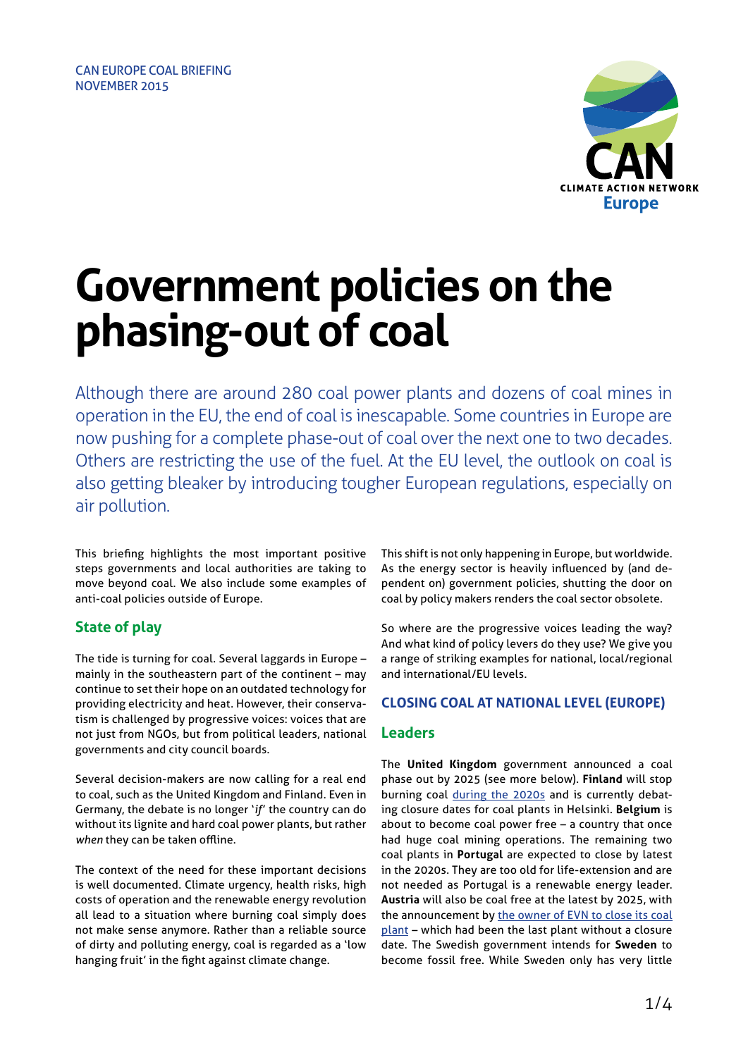CAN EUROPE COAL BRIEFING
NOVEMBER 2015

# Government policies on the phasing-out of coal

Although there are around 280 coal power plants and dozens of coal mines in operation in the EU, the end of coal is inescapable. Some countries in Europe are now pushing for a complete phase-out of coal over the next one to two decades. Others are restricting the use of the fuel. At the EU level, the outlook on coal is also getting bleaker by introducing tougher European regulations, especially on air pollution.

This briefing highlights the most important positive steps governments and local authorities are taking to move beyond coal. We also include some examples of anti-coal policies outside of Europe.

## State of play

The tide is turning for coal. Several laggards in Europe – mainly in the southeastern part of the continent – may continue to set their hope on an outdated technology for providing electricity and heat. However, their conservatism is challenged by progressive voices: voices that are not just from NGOs, but from political leaders, national governments and city council boards.

Several decision-makers are now calling for a real end to coal, such as the United Kingdom and Finland. Even in Germany, the debate is no longer '*if*' the country can do without its lignite and hard coal power plants, but rather *when* they can be taken offline.

The context of the need for these important decisions is well documented. Climate urgency, health risks, high costs of operation and the renewable energy revolution all lead to a situation where burning coal simply does not make sense anymore. Rather than a reliable source of dirty and polluting energy, coal is regarded as a 'low hanging fruit' in the fight against climate change.

This shift is not only happening in Europe, but worldwide. As the energy sector is heavily influenced by (and dependent on) government policies, shutting the door on coal by policy makers renders the coal sector obsolete.

So where are the progressive voices leading the way? And what kind of policy levers do they use? We give you a range of striking examples for national, local/regional and international/EU levels.

## CLOSING COAL AT NATIONAL LEVEL (EUROPE)

### Leaders

The **United Kingdom** government announced a coal phase out by 2025 (see more below). **Finland** will stop burning coal during the 2020s and is currently debating closure dates for coal plants in Helsinki. **Belgium** is about to become coal power free – a country that once had huge coal mining operations. The remaining two coal plants in **Portugal** are expected to close by latest in the 2020s. They are too old for life-extension and are not needed as Portugal is a renewable energy leader. **Austria** will also be coal free at the latest by 2025, with the announcement by the owner of EVN to close its coal plant – which had been the last plant without a closure date. The Swedish government intends for **Sweden** to become fossil free. While Sweden only has very little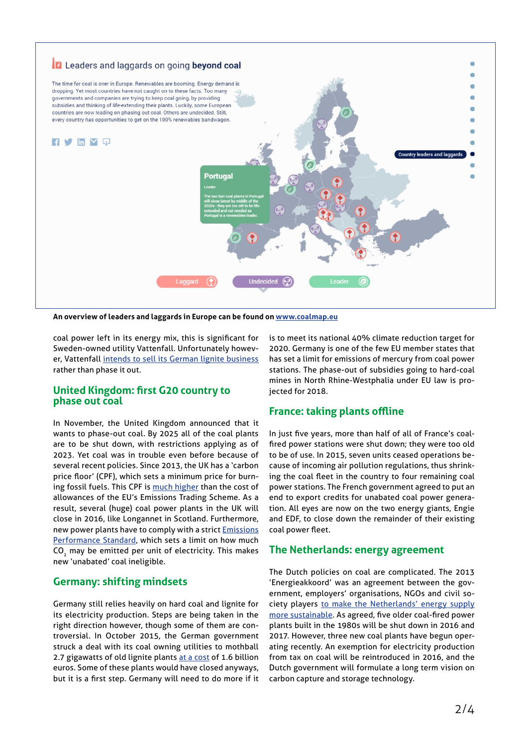An overview of leaders and laggards in Europe can be found on [www.coalmap.eu](http://www.coalmap.eu)

coal power left in its energy mix, this is significant for Sweden-owned utility Vattenfall. Unfortunately however, Vattenfall intends to sell its German lignite business rather than phase it out.

## United Kingdom: first G20 country to phase out coal

In November, the United Kingdom announced that it wants to phase-out coal. By 2025 all of the coal plants are to be shut down, with restrictions applying as of 2023. Yet coal was in trouble even before because of several recent policies. Since 2013, the UK has a 'carbon price floor' (CPF), which sets a minimum price for burning fossil fuels. This CPF is much higher than the cost of allowances of the EU's Emissions Trading Scheme. As a result, several (huge) coal power plants in the UK will close in 2016, like Longannet in Scotland. Furthermore, new power plants have to comply with a strict Emissions Performance Standard, which sets a limit on how much $CO_2$ may be emitted per unit of electricity. This makes new 'unabated' coal ineligible.

## Germany: shifting mindsets

Germany still relies heavily on hard coal and lignite for its electricity production. Steps are being taken in the right direction however, though some of them are controversial. In October 2015, the German government struck a deal with its coal owning utilities to mothball 2.7 gigawatts of old lignite plants at a cost of 1.6 billion euros. Some of these plants would have closed anyways, but it is a first step. Germany will need to do more if it is to meet its national 40% climate reduction target for 2020. Germany is one of the few EU member states that has set a limit for emissions of mercury from coal power stations. The phase-out of subsidies going to hard-coal mines in North Rhine-Westphalia under EU law is projected for 2018.

## France: taking plants offline

In just five years, more than half of all of France's coal-fired power stations were shut down; they were too old to be of use. In 2015, seven units ceased operations because of incoming air pollution regulations, thus shrinking the coal fleet in the country to four remaining coal power stations. The French government agreed to put an end to export credits for unabated coal power generation. All eyes are now on the two energy giants, Engie and EDF, to close down the remainder of their existing coal power fleet.

## The Netherlands: energy agreement

The Dutch policies on coal are complicated. The 2013 'Energieakkoord' was an agreement between the government, employers' organisations, NGOs and civil society players to make the Netherlands' energy supply more sustainable. As agreed, five older coal-fired power plants built in the 1980s will be shut down in 2016 and 2017. However, three new coal plants have begun operating recently. An exemption for electricity production from tax on coal will be reintroduced in 2016, and the Dutch government will formulate a long term vision on carbon capture and storage technology.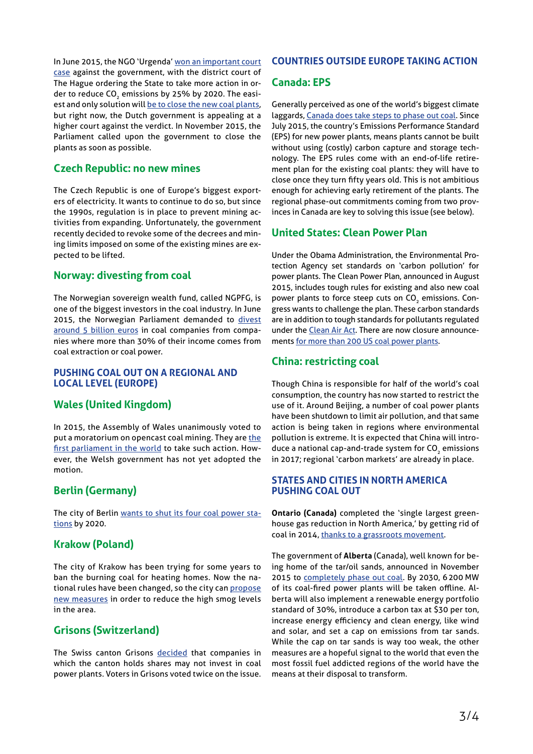In June 2015, the NGO 'Urgenda' won an important court case against the government, with the district court of The Hague ordering the State to take more action in order to reduce $CO_2$ emissions by 25% by 2020. The easiest and only solution will be to close the new coal plants, but right now, the Dutch government is appealing at a higher court against the verdict. In November 2015, the Parliament called upon the government to close the plants as soon as possible.

## Czech Republic: no new mines

The Czech Republic is one of Europe's biggest exporters of electricity. It wants to continue to do so, but since the 1990s, regulation is in place to prevent mining activities from expanding. Unfortunately, the government recently decided to revoke some of the decrees and mining limits imposed on some of the existing mines are expected to be lifted.

## Norway: divesting from coal

The Norwegian sovereign wealth fund, called NGPFG, is one of the biggest investors in the coal industry. In June 2015, the Norwegian Parliament demanded to divest around 5 billion euros in coal companies from companies where more than 30% of their income comes from coal extraction or coal power.

# PUSHING COAL OUT ON A REGIONAL AND LOCAL LEVEL (EUROPE)

## Wales (United Kingdom)

In 2015, the Assembly of Wales unanimously voted to put a moratorium on opencast coal mining. They are the first parliament in the world to take such action. However, the Welsh government has not yet adopted the motion.

## Berlin (Germany)

The city of Berlin wants to shut its four coal power stations by 2020.

## Krakow (Poland)

The city of Krakow has been trying for some years to ban the burning coal for heating homes. Now the national rules have been changed, so the city can propose new measures in order to reduce the high smog levels in the area.

## Grisons (Switzerland)

The Swiss canton Grisons decided that companies in which the canton holds shares may not invest in coal power plants. Voters in Grisons voted twice on the issue.

# COUNTRIES OUTSIDE EUROPE TAKING ACTION

## Canada: EPS

Generally perceived as one of the world's biggest climate laggards, Canada does take steps to phase out coal. Since July 2015, the country's Emissions Performance Standard (EPS) for new power plants, means plants cannot be built without using (costly) carbon capture and storage technology. The EPS rules come with an end-of-life retirement plan for the existing coal plants: they will have to close once they turn fifty years old. This is not ambitious enough for achieving early retirement of the plants. The regional phase-out commitments coming from two provinces in Canada are key to solving this issue (see below).

## United States: Clean Power Plan

Under the Obama Administration, the Environmental Protection Agency set standards on 'carbon pollution' for power plants. The Clean Power Plan, announced in August 2015, includes tough rules for existing and also new coal power plants to force steep cuts on $CO_2$ emissions. Congress wants to challenge the plan. These carbon standards are in addition to tough standards for pollutants regulated under the Clean Air Act. There are now closure announcements for more than 200 US coal power plants.

## China: restricting coal

Though China is responsible for half of the world's coal consumption, the country has now started to restrict the use of it. Around Beijing, a number of coal power plants have been shutdown to limit air pollution, and that same action is being taken in regions where environmental pollution is extreme. It is expected that China will introduce a national cap-and-trade system for $CO_2$ emissions in 2017; regional 'carbon markets' are already in place.

# STATES AND CITIES IN NORTH AMERICA PUSHING COAL OUT

**Ontario (Canada)** completed the 'single largest greenhouse gas reduction in North America,' by getting rid of coal in 2014, thanks to a grassroots movement.

The government of **Alberta** (Canada), well known for being home of the tar/oil sands, announced in November 2015 to completely phase out coal. By 2030, 6 200 MW of its coal-fired power plants will be taken offline. Alberta will also implement a renewable energy portfolio standard of 30%, introduce a carbon tax at $30 per ton, increase energy efficiency and clean energy, like wind and solar, and set a cap on emissions from tar sands. While the cap on tar sands is way too weak, the other measures are a hopeful signal to the world that even the most fossil fuel addicted regions of the world have the means at their disposal to transform.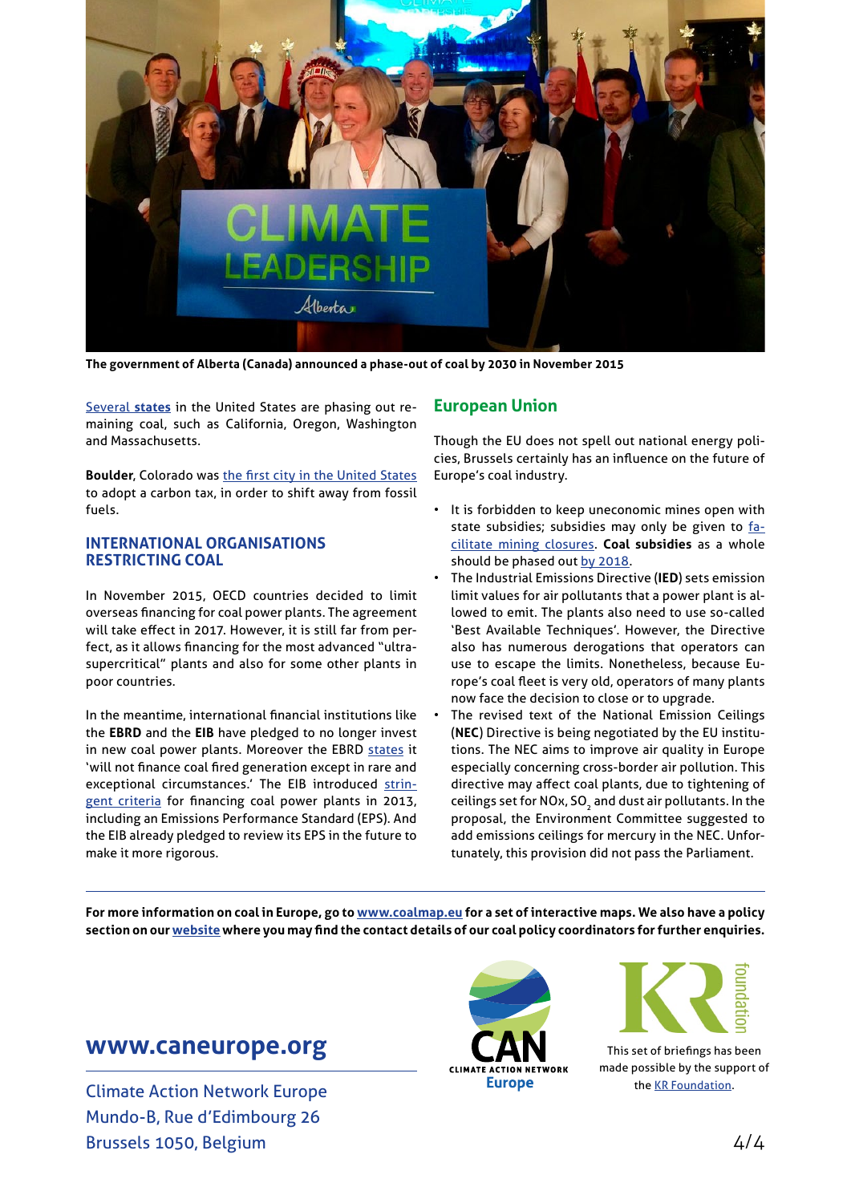The government of Alberta (Canada) announced a phase-out of coal by 2030 in November 2015

Several **states** in the United States are phasing out remaining coal, such as California, Oregon, Washington and Massachusetts.

**Boulder**, Colorado was the first city in the United States to adopt a carbon tax, in order to shift away from fossil fuels.

### INTERNATIONAL ORGANISATIONS RESTRICTING COAL

In November 2015, OECD countries decided to limit overseas financing for coal power plants. The agreement will take effect in 2017. However, it is still far from perfect, as it allows financing for the most advanced "ultra-supercritical" plants and also for some other plants in poor countries.

In the meantime, international financial institutions like the **EBRD** and the **EIB** have pledged to no longer invest in new coal power plants. Moreover the EBRD states it 'will not finance coal fired generation except in rare and exceptional circumstances.' The EIB introduced stringent criteria for financing coal power plants in 2013, including an Emissions Performance Standard (EPS). And the EIB already pledged to review its EPS in the future to make it more rigorous.

## European Union

Though the EU does not spell out national energy policies, Brussels certainly has an influence on the future of Europe's coal industry.

- It is forbidden to keep uneconomic mines open with state subsidies; subsidies may only be given to facilitate mining closures. **Coal subsidies** as a whole should be phased out by 2018.
- The Industrial Emissions Directive (**IED**) sets emission limit values for air pollutants that a power plant is allowed to emit. The plants also need to use so-called 'Best Available Techniques'. However, the Directive also has numerous derogations that operators can use to escape the limits. Nonetheless, because Europe's coal fleet is very old, operators of many plants now face the decision to close or to upgrade.
- The revised text of the National Emission Ceilings (**NEC**) Directive is being negotiated by the EU institutions. The NEC aims to improve air quality in Europe especially concerning cross-border air pollution. This directive may affect coal plants, due to tightening of ceilings set for NOx, $SO_2$ and dust air pollutants. In the proposal, the Environment Committee suggested to add emissions ceilings for mercury in the NEC. Unfortunately, this provision did not pass the Parliament.

**For more information on coal in Europe, go to www.coalmap.eu for a set of interactive maps. We also have a policy section on our website where you may find the contact details of our coal policy coordinators for further enquiries.**

## www.caneurope.org

Climate Action Network Europe
Mundo-B, Rue d'Edimbourg 26
Brussels 1050, Belgium

CAN CLIMATE ACTION NETWORK Europe

KR foundation

This set of briefings has been made possible by the support of the KR Foundation.